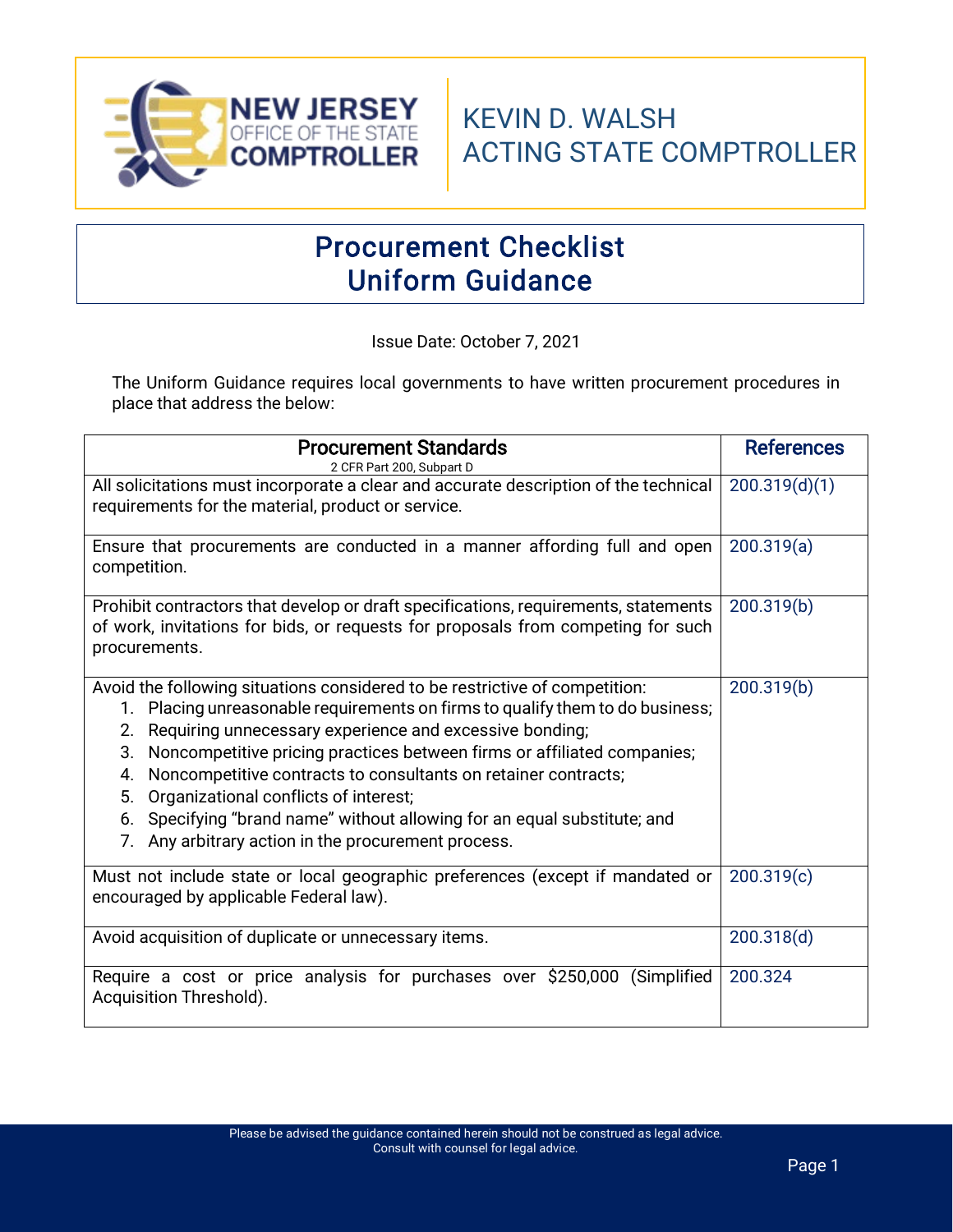NEW JERSEY OFFICE OF THE STATE COMPTROLLER

KEVIN D. WALSH
ACTING STATE COMPTROLLER

# Procurement Checklist
# Uniform Guidance

Issue Date: October 7, 2021

The Uniform Guidance requires local governments to have written procurement procedures in place that address the below:

| Procurement Standards<br>2 CFR Part 200, Subpart D | References |
|---|---|
| All solicitations must incorporate a clear and accurate description of the technical requirements for the material, product or service. | 200.319(d)(1) |
| Ensure that procurements are conducted in a manner affording full and open competition. | 200.319(a) |
| Prohibit contractors that develop or draft specifications, requirements, statements of work, invitations for bids, or requests for proposals from competing for such procurements. | 200.319(b) |
| Avoid the following situations considered to be restrictive of competition:<br>1. Placing unreasonable requirements on firms to qualify them to do business;<br>2. Requiring unnecessary experience and excessive bonding;<br>3. Noncompetitive pricing practices between firms or affiliated companies;<br>4. Noncompetitive contracts to consultants on retainer contracts;<br>5. Organizational conflicts of interest;<br>6. Specifying "brand name" without allowing for an equal substitute; and<br>7. Any arbitrary action in the procurement process. | 200.319(b) |
| Must not include state or local geographic preferences (except if mandated or encouraged by applicable Federal law). | 200.319(c) |
| Avoid acquisition of duplicate or unnecessary items. | 200.318(d) |
| Require a cost or price analysis for purchases over $250,000 (Simplified Acquisition Threshold). | 200.324 |

Please be advised the guidance contained herein should not be construed as legal advice.
Consult with counsel for legal advice.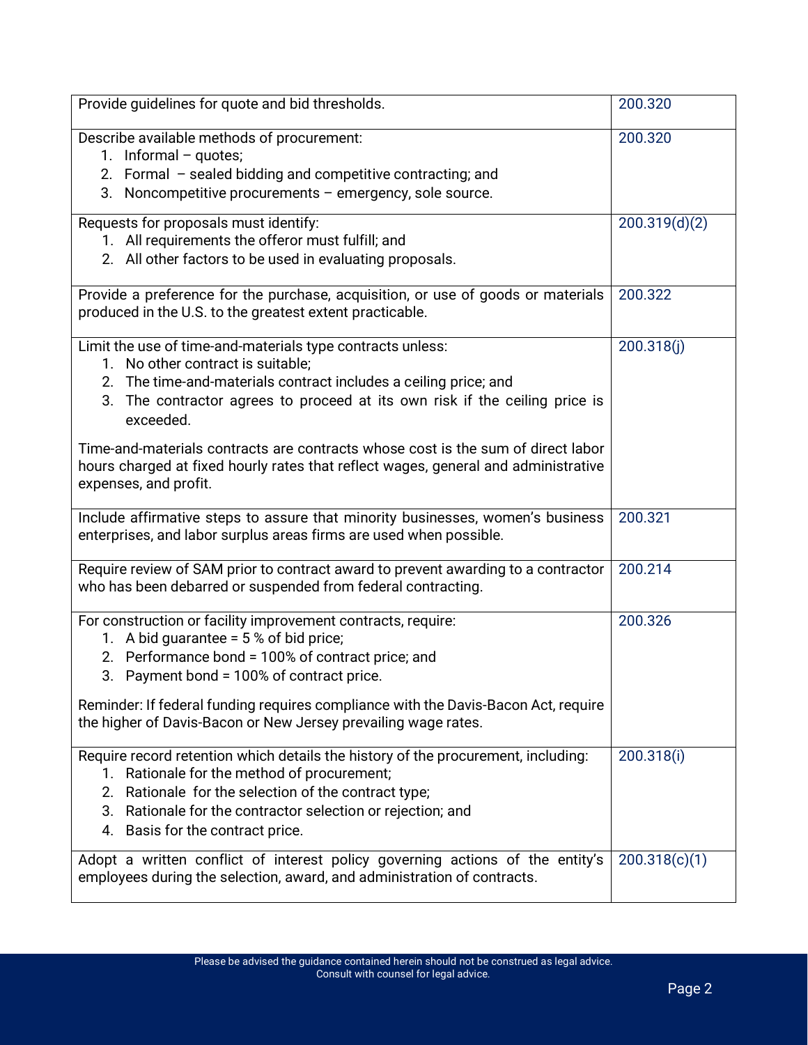| | |
|---|---|
| Provide guidelines for quote and bid thresholds. | 200.320 |
| Describe available methods of procurement:<br>1. Informal – quotes;<br>2. Formal – sealed bidding and competitive contracting; and<br>3. Noncompetitive procurements – emergency, sole source. | 200.320 |
| Requests for proposals must identify:<br>1. All requirements the offeror must fulfill; and<br>2. All other factors to be used in evaluating proposals. | 200.319(d)(2) |
| Provide a preference for the purchase, acquisition, or use of goods or materials produced in the U.S. to the greatest extent practicable. | 200.322 |
| Limit the use of time-and-materials type contracts unless:<br>1. No other contract is suitable;<br>2. The time-and-materials contract includes a ceiling price; and<br>3. The contractor agrees to proceed at its own risk if the ceiling price is exceeded.<br><br>Time-and-materials contracts are contracts whose cost is the sum of direct labor hours charged at fixed hourly rates that reflect wages, general and administrative expenses, and profit. | 200.318(j) |
| Include affirmative steps to assure that minority businesses, women's business enterprises, and labor surplus areas firms are used when possible. | 200.321 |
| Require review of SAM prior to contract award to prevent awarding to a contractor who has been debarred or suspended from federal contracting. | 200.214 |
| For construction or facility improvement contracts, require:<br>1. A bid guarantee = 5 % of bid price;<br>2. Performance bond = 100% of contract price; and<br>3. Payment bond = 100% of contract price.<br><br>Reminder: If federal funding requires compliance with the Davis-Bacon Act, require the higher of Davis-Bacon or New Jersey prevailing wage rates. | 200.326 |
| Require record retention which details the history of the procurement, including:<br>1. Rationale for the method of procurement;<br>2. Rationale for the selection of the contract type;<br>3. Rationale for the contractor selection or rejection; and<br>4. Basis for the contract price. | 200.318(i) |
| Adopt a written conflict of interest policy governing actions of the entity's employees during the selection, award, and administration of contracts. | 200.318(c)(1) |

Please be advised the guidance contained herein should not be construed as legal advice. Consult with counsel for legal advice.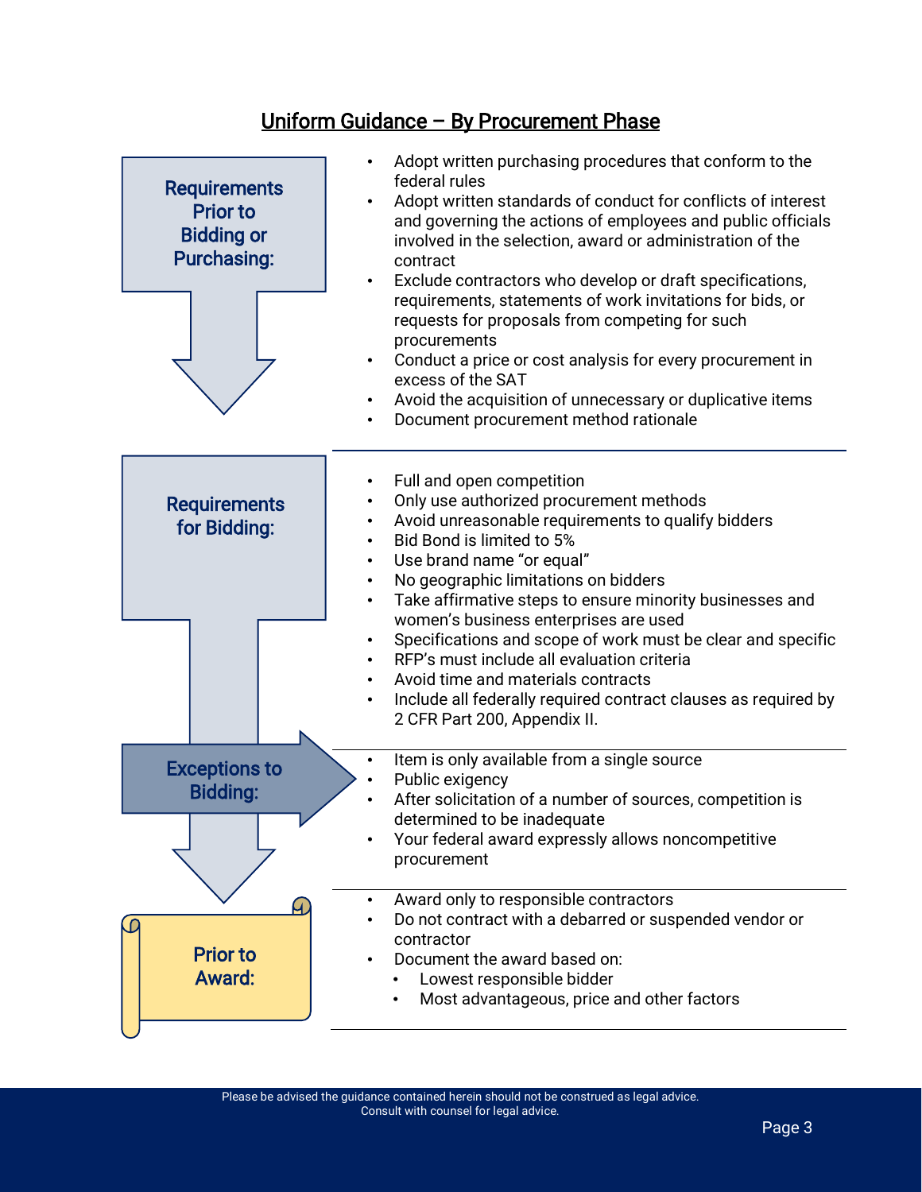# Uniform Guidance – By Procurement Phase

## Requirements Prior to Bidding or Purchasing:

- Adopt written purchasing procedures that conform to the federal rules
- Adopt written standards of conduct for conflicts of interest and governing the actions of employees and public officials involved in the selection, award or administration of the contract
- Exclude contractors who develop or draft specifications, requirements, statements of work invitations for bids, or requests for proposals from competing for such procurements
- Conduct a price or cost analysis for every procurement in excess of the SAT
- Avoid the acquisition of unnecessary or duplicative items
- Document procurement method rationale

## Requirements for Bidding:

- Full and open competition
- Only use authorized procurement methods
- Avoid unreasonable requirements to qualify bidders
- Bid Bond is limited to 5%
- Use brand name "or equal"
- No geographic limitations on bidders
- Take affirmative steps to ensure minority businesses and women's business enterprises are used
- Specifications and scope of work must be clear and specific
- RFP's must include all evaluation criteria
- Avoid time and materials contracts
- Include all federally required contract clauses as required by 2 CFR Part 200, Appendix II.

## Exceptions to Bidding:

- Item is only available from a single source
- Public exigency
- After solicitation of a number of sources, competition is determined to be inadequate
- Your federal award expressly allows noncompetitive procurement

## Prior to Award:

- Award only to responsible contractors
- Do not contract with a debarred or suspended vendor or contractor
- Document the award based on:
  - Lowest responsible bidder
  - Most advantageous, price and other factors

Please be advised the guidance contained herein should not be construed as legal advice. Consult with counsel for legal advice.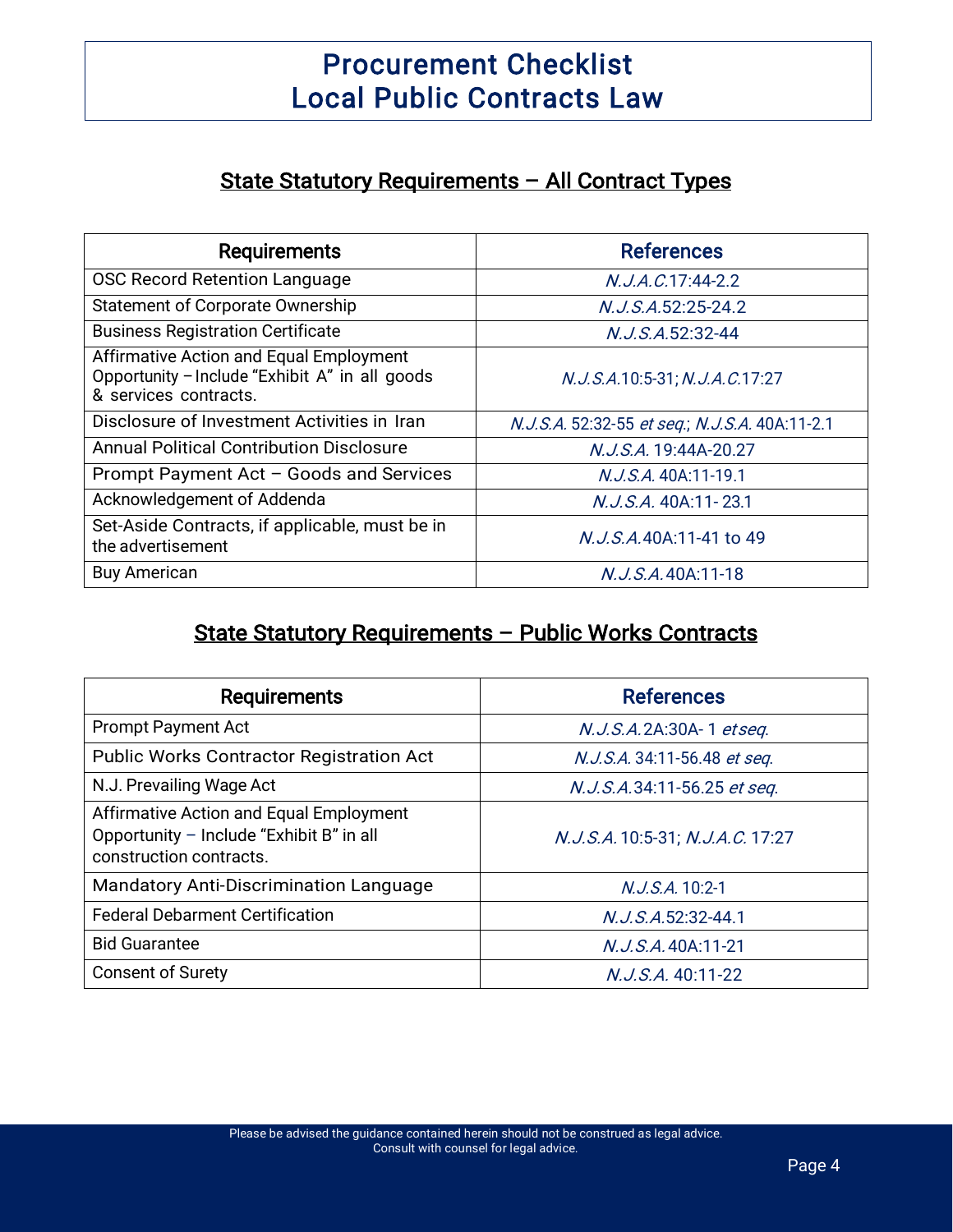# Procurement Checklist
# Local Public Contracts Law

## State Statutory Requirements – All Contract Types

| Requirements | References |
|---|---|
| OSC Record Retention Language | *N.J.A.C.*17:44-2.2 |
| Statement of Corporate Ownership | *N.J.S.A.*52:25-24.2 |
| Business Registration Certificate | *N.J.S.A.*52:32-44 |
| Affirmative Action and Equal Employment Opportunity – Include "Exhibit A" in all goods & services contracts. | *N.J.S.A.*10:5-31; *N.J.A.C.*17:27 |
| Disclosure of Investment Activities in Iran | *N.J.S.A.* 52:32-55 *et seq.*; *N.J.S.A.* 40A:11-2.1 |
| Annual Political Contribution Disclosure | *N.J.S.A.* 19:44A-20.27 |
| Prompt Payment Act – Goods and Services | *N.J.S.A.* 40A:11-19.1 |
| Acknowledgement of Addenda | *N.J.S.A.* 40A:11- 23.1 |
| Set-Aside Contracts, if applicable, must be in the advertisement | *N.J.S.A.*40A:11-41 to 49 |
| Buy American | *N.J.S.A.*40A:11-18 |

## State Statutory Requirements – Public Works Contracts

| Requirements | References |
|---|---|
| Prompt Payment Act | *N.J.S.A.*2A:30A- 1 *et seq.* |
| Public Works Contractor Registration Act | *N.J.S.A.* 34:11-56.48 *et seq.* |
| N.J. Prevailing Wage Act | *N.J.S.A.*34:11-56.25 *et seq.* |
| Affirmative Action and Equal Employment Opportunity – Include "Exhibit B" in all construction contracts. | *N.J.S.A.* 10:5-31; *N.J.A.C.* 17:27 |
| Mandatory Anti-Discrimination Language | *N.J.S.A.* 10:2-1 |
| Federal Debarment Certification | *N.J.S.A.*52:32-44.1 |
| Bid Guarantee | *N.J.S.A.* 40A:11-21 |
| Consent of Surety | *N.J.S.A.* 40:11-22 |

Please be advised the guidance contained herein should not be construed as legal advice.
Consult with counsel for legal advice.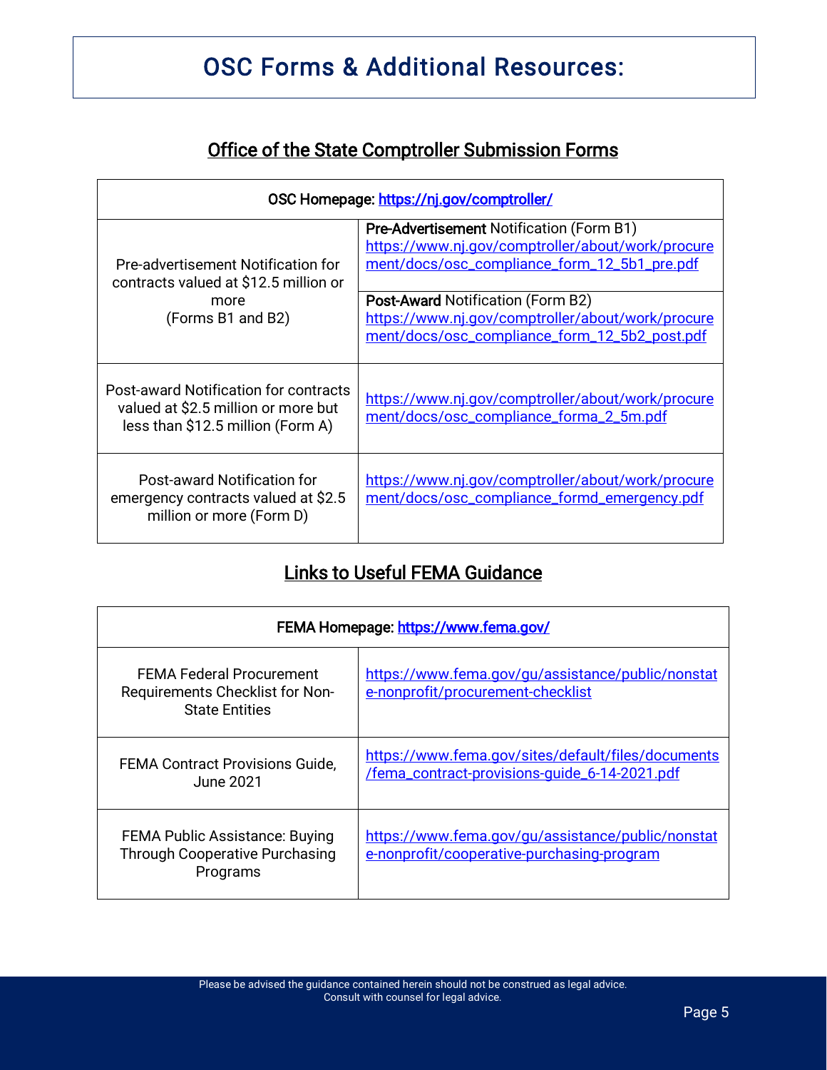# OSC Forms & Additional Resources:

## Office of the State Comptroller Submission Forms

| OSC Homepage: https://nj.gov/comptroller/ | |
|---|---|
| Pre-advertisement Notification for contracts valued at $12.5 million or more (Forms B1 and B2) | **Pre-Advertisement** Notification (Form B1) https://www.nj.gov/comptroller/about/work/procurement/docs/osc_compliance_form_12_5b1_pre.pdf |
| | **Post-Award** Notification (Form B2) https://www.nj.gov/comptroller/about/work/procurement/docs/osc_compliance_form_12_5b2_post.pdf |
| Post-award Notification for contracts valued at $2.5 million or more but less than $12.5 million (Form A) | https://www.nj.gov/comptroller/about/work/procurement/docs/osc_compliance_forma_2_5m.pdf |
| Post-award Notification for emergency contracts valued at $2.5 million or more (Form D) | https://www.nj.gov/comptroller/about/work/procurement/docs/osc_compliance_formd_emergency.pdf |

## Links to Useful FEMA Guidance

| FEMA Homepage: https://www.fema.gov/ | |
|---|---|
| FEMA Federal Procurement Requirements Checklist for Non-State Entities | https://www.fema.gov/gu/assistance/public/nonstate-nonprofit/procurement-checklist |
| FEMA Contract Provisions Guide, June 2021 | https://www.fema.gov/sites/default/files/documents/fema_contract-provisions-guide_6-14-2021.pdf |
| FEMA Public Assistance: Buying Through Cooperative Purchasing Programs | https://www.fema.gov/gu/assistance/public/nonstate-nonprofit/cooperative-purchasing-program |

Please be advised the guidance contained herein should not be construed as legal advice. Consult with counsel for legal advice.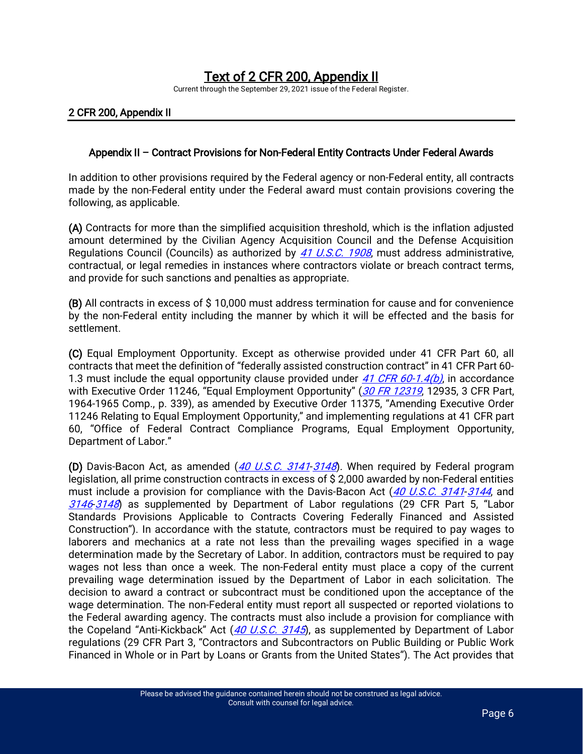# Text of 2 CFR 200, Appendix II

Current through the September 29, 2021 issue of the Federal Register.

## 2 CFR 200, Appendix II

### Appendix II – Contract Provisions for Non-Federal Entity Contracts Under Federal Awards

In addition to other provisions required by the Federal agency or non-Federal entity, all contracts made by the non-Federal entity under the Federal award must contain provisions covering the following, as applicable.

**(A)** Contracts for more than the simplified acquisition threshold, which is the inflation adjusted amount determined by the Civilian Agency Acquisition Council and the Defense Acquisition Regulations Council (Councils) as authorized by *41 U.S.C. 1908*, must address administrative, contractual, or legal remedies in instances where contractors violate or breach contract terms, and provide for such sanctions and penalties as appropriate.

**(B)** All contracts in excess of $ 10,000 must address termination for cause and for convenience by the non-Federal entity including the manner by which it will be effected and the basis for settlement.

**(C)** Equal Employment Opportunity. Except as otherwise provided under 41 CFR Part 60, all contracts that meet the definition of "federally assisted construction contract" in 41 CFR Part 60-1.3 must include the equal opportunity clause provided under *41 CFR 60-1.4(b)*, in accordance with Executive Order 11246, "Equal Employment Opportunity" (*30 FR 12319*, 12935, 3 CFR Part, 1964-1965 Comp., p. 339), as amended by Executive Order 11375, "Amending Executive Order 11246 Relating to Equal Employment Opportunity," and implementing regulations at 41 CFR part 60, "Office of Federal Contract Compliance Programs, Equal Employment Opportunity, Department of Labor."

**(D)** Davis-Bacon Act, as amended (*40 U.S.C. 3141*-*3148*). When required by Federal program legislation, all prime construction contracts in excess of $ 2,000 awarded by non-Federal entities must include a provision for compliance with the Davis-Bacon Act (*40 U.S.C. 3141*-*3144*, and *3146*-*3148*) as supplemented by Department of Labor regulations (29 CFR Part 5, "Labor Standards Provisions Applicable to Contracts Covering Federally Financed and Assisted Construction"). In accordance with the statute, contractors must be required to pay wages to laborers and mechanics at a rate not less than the prevailing wages specified in a wage determination made by the Secretary of Labor. In addition, contractors must be required to pay wages not less than once a week. The non-Federal entity must place a copy of the current prevailing wage determination issued by the Department of Labor in each solicitation. The decision to award a contract or subcontract must be conditioned upon the acceptance of the wage determination. The non-Federal entity must report all suspected or reported violations to the Federal awarding agency. The contracts must also include a provision for compliance with the Copeland "Anti-Kickback" Act (*40 U.S.C. 3145*), as supplemented by Department of Labor regulations (29 CFR Part 3, "Contractors and Subcontractors on Public Building or Public Work Financed in Whole or in Part by Loans or Grants from the United States"). The Act provides that

Please be advised the guidance contained herein should not be construed as legal advice.
Consult with counsel for legal advice.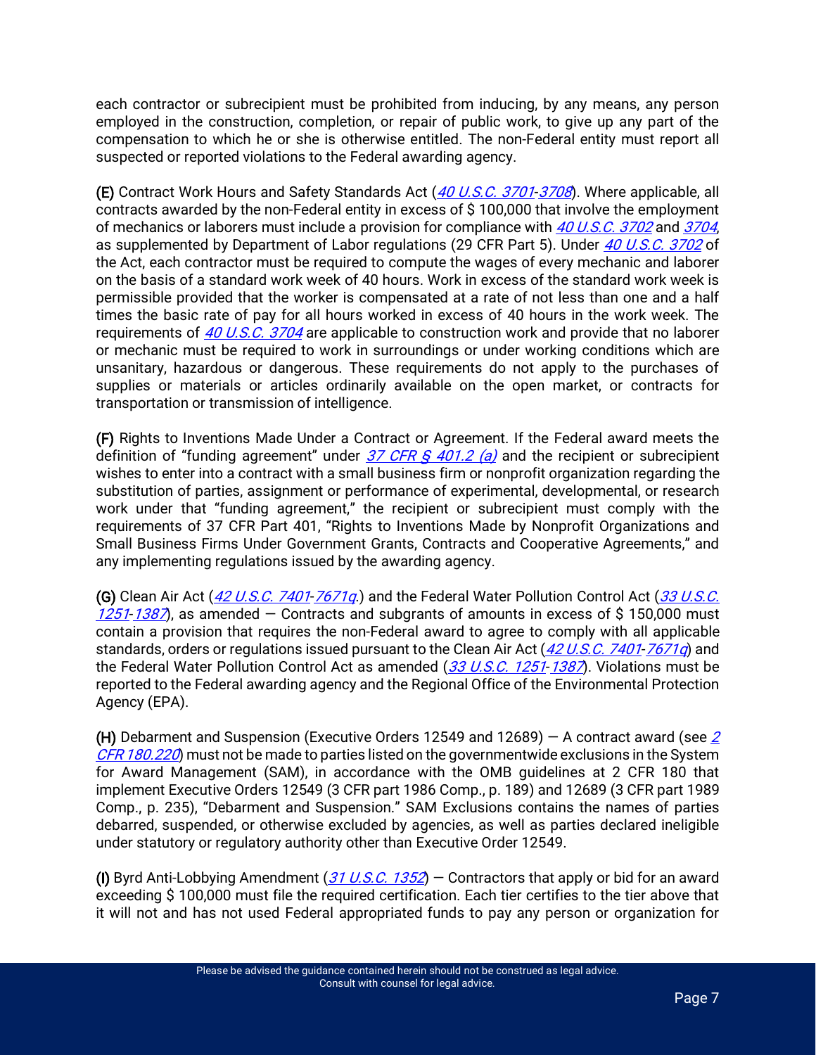each contractor or subrecipient must be prohibited from inducing, by any means, any person employed in the construction, completion, or repair of public work, to give up any part of the compensation to which he or she is otherwise entitled. The non-Federal entity must report all suspected or reported violations to the Federal awarding agency.

**(E)** Contract Work Hours and Safety Standards Act (*40 U.S.C. 3701*-*3708*). Where applicable, all contracts awarded by the non-Federal entity in excess of $ 100,000 that involve the employment of mechanics or laborers must include a provision for compliance with *40 U.S.C. 3702* and *3704*, as supplemented by Department of Labor regulations (29 CFR Part 5). Under *40 U.S.C. 3702* of the Act, each contractor must be required to compute the wages of every mechanic and laborer on the basis of a standard work week of 40 hours. Work in excess of the standard work week is permissible provided that the worker is compensated at a rate of not less than one and a half times the basic rate of pay for all hours worked in excess of 40 hours in the work week. The requirements of *40 U.S.C. 3704* are applicable to construction work and provide that no laborer or mechanic must be required to work in surroundings or under working conditions which are unsanitary, hazardous or dangerous. These requirements do not apply to the purchases of supplies or materials or articles ordinarily available on the open market, or contracts for transportation or transmission of intelligence.

**(F)** Rights to Inventions Made Under a Contract or Agreement. If the Federal award meets the definition of "funding agreement" under *37 CFR § 401.2 (a)* and the recipient or subrecipient wishes to enter into a contract with a small business firm or nonprofit organization regarding the substitution of parties, assignment or performance of experimental, developmental, or research work under that "funding agreement," the recipient or subrecipient must comply with the requirements of 37 CFR Part 401, "Rights to Inventions Made by Nonprofit Organizations and Small Business Firms Under Government Grants, Contracts and Cooperative Agreements," and any implementing regulations issued by the awarding agency.

**(G)** Clean Air Act (*42 U.S.C. 7401*-*7671q*.) and the Federal Water Pollution Control Act (*33 U.S.C. 1251*-*1387*), as amended — Contracts and subgrants of amounts in excess of $ 150,000 must contain a provision that requires the non-Federal award to agree to comply with all applicable standards, orders or regulations issued pursuant to the Clean Air Act (*42 U.S.C. 7401*-*7671q*) and the Federal Water Pollution Control Act as amended (*33 U.S.C. 1251*-*1387*). Violations must be reported to the Federal awarding agency and the Regional Office of the Environmental Protection Agency (EPA).

**(H)** Debarment and Suspension (Executive Orders 12549 and 12689) — A contract award (see *2 CFR 180.220*) must not be made to parties listed on the governmentwide exclusions in the System for Award Management (SAM), in accordance with the OMB guidelines at 2 CFR 180 that implement Executive Orders 12549 (3 CFR part 1986 Comp., p. 189) and 12689 (3 CFR part 1989 Comp., p. 235), "Debarment and Suspension." SAM Exclusions contains the names of parties debarred, suspended, or otherwise excluded by agencies, as well as parties declared ineligible under statutory or regulatory authority other than Executive Order 12549.

**(I)** Byrd Anti-Lobbying Amendment (*31 U.S.C. 1352*) — Contractors that apply or bid for an award exceeding $ 100,000 must file the required certification. Each tier certifies to the tier above that it will not and has not used Federal appropriated funds to pay any person or organization for

Please be advised the guidance contained herein should not be construed as legal advice.
Consult with counsel for legal advice.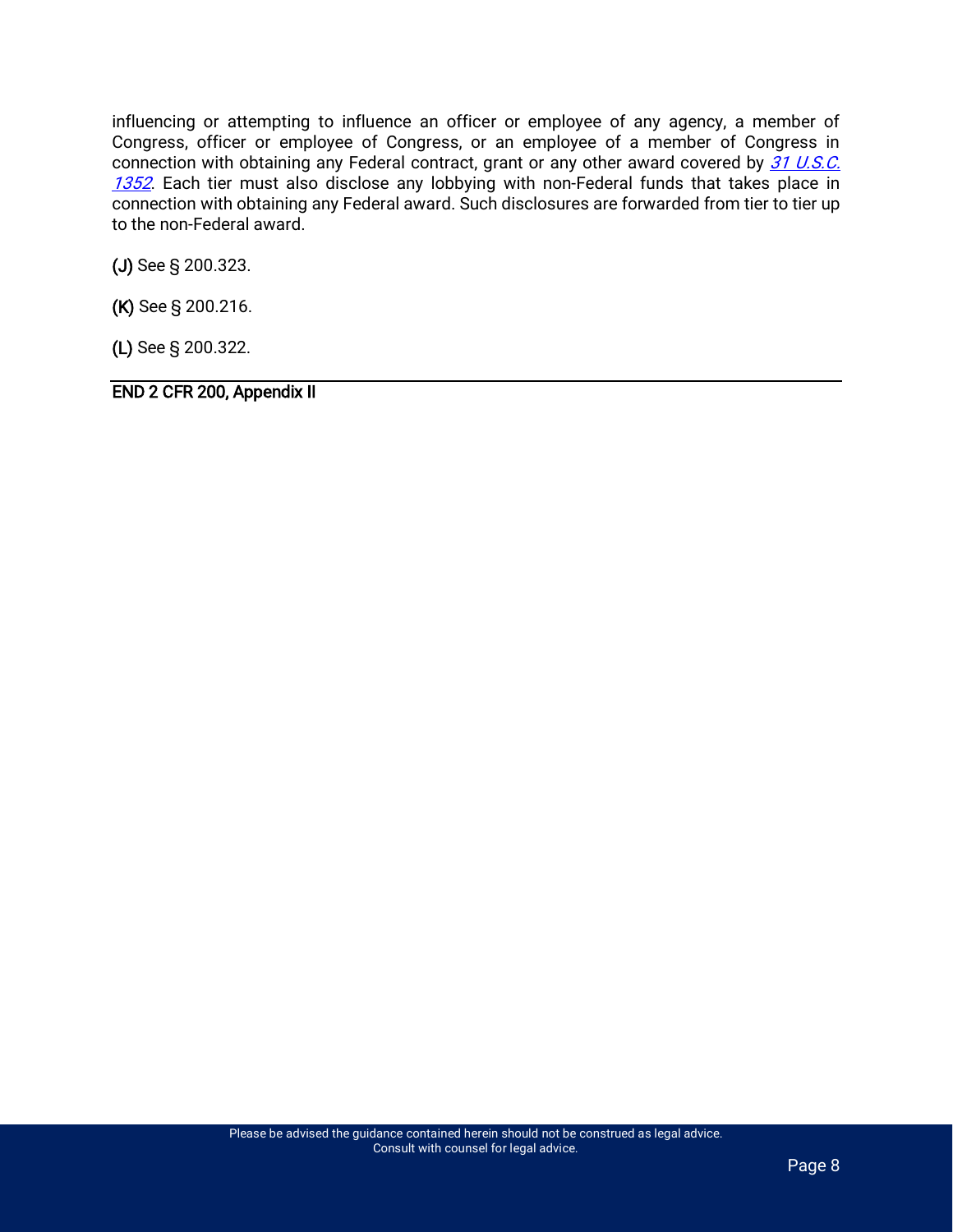influencing or attempting to influence an officer or employee of any agency, a member of Congress, officer or employee of Congress, or an employee of a member of Congress in connection with obtaining any Federal contract, grant or any other award covered by *31 U.S.C. 1352*. Each tier must also disclose any lobbying with non-Federal funds that takes place in connection with obtaining any Federal award. Such disclosures are forwarded from tier to tier up to the non-Federal award.

**(J)** See § 200.323.

**(K)** See § 200.216.

**(L)** See § 200.322.

---

**END 2 CFR 200, Appendix II**